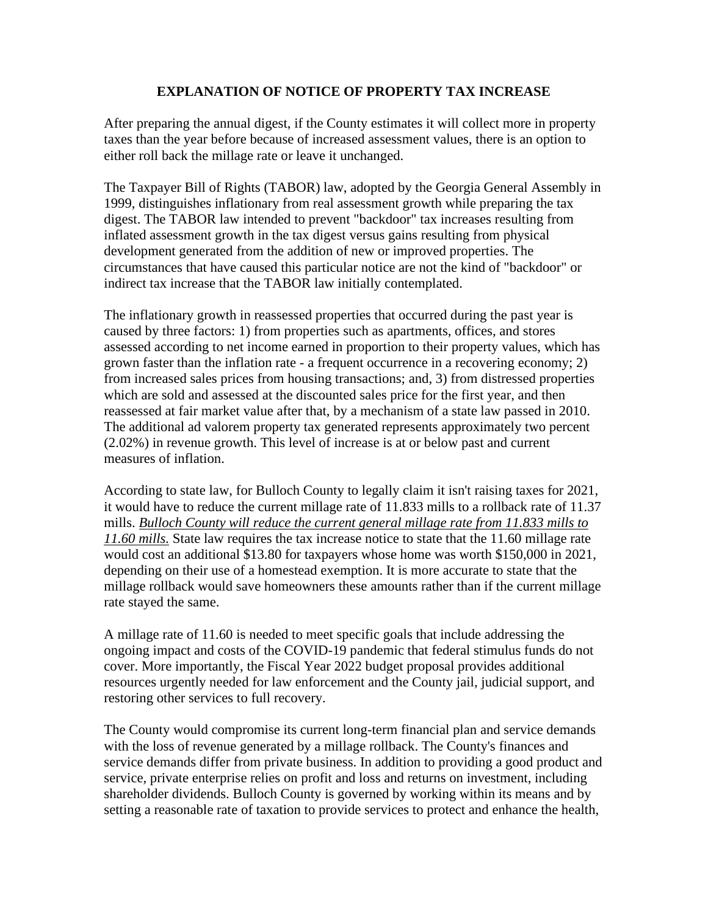# EXPLANATION OF NOTICE OF PROPERTY TAX INCREASE

After preparing the annual digest, if the County estimates it will collect more in property taxes than the year before because of increased assessment values, there is an option to either roll back the millage rate or leave it unchanged.

The Taxpayer Bill of Rights (TABOR) law, adopted by the Georgia General Assembly in 1999, distinguishes inflationary from real assessment growth while preparing the tax digest. The TABOR law intended to prevent "backdoor" tax increases resulting from inflated assessment growth in the tax digest versus gains resulting from physical development generated from the addition of new or improved properties. The circumstances that have caused this particular notice are not the kind of "backdoor" or indirect tax increase that the TABOR law initially contemplated.

The inflationary growth in reassessed properties that occurred during the past year is caused by three factors: 1) from properties such as apartments, offices, and stores assessed according to net income earned in proportion to their property values, which has grown faster than the inflation rate - a frequent occurrence in a recovering economy; 2) from increased sales prices from housing transactions; and, 3) from distressed properties which are sold and assessed at the discounted sales price for the first year, and then reassessed at fair market value after that, by a mechanism of a state law passed in 2010. The additional ad valorem property tax generated represents approximately two percent (2.02%) in revenue growth. This level of increase is at or below past and current measures of inflation.

According to state law, for Bulloch County to legally claim it isn't raising taxes for 2021, it would have to reduce the current millage rate of 11.833 mills to a rollback rate of 11.37 mills. *Bulloch County will reduce the current general millage rate from 11.833 mills to 11.60 mills.* State law requires the tax increase notice to state that the 11.60 millage rate would cost an additional $13.80 for taxpayers whose home was worth $150,000 in 2021, depending on their use of a homestead exemption. It is more accurate to state that the millage rollback would save homeowners these amounts rather than if the current millage rate stayed the same.

A millage rate of 11.60 is needed to meet specific goals that include addressing the ongoing impact and costs of the COVID-19 pandemic that federal stimulus funds do not cover. More importantly, the Fiscal Year 2022 budget proposal provides additional resources urgently needed for law enforcement and the County jail, judicial support, and restoring other services to full recovery.

The County would compromise its current long-term financial plan and service demands with the loss of revenue generated by a millage rollback. The County's finances and service demands differ from private business. In addition to providing a good product and service, private enterprise relies on profit and loss and returns on investment, including shareholder dividends. Bulloch County is governed by working within its means and by setting a reasonable rate of taxation to provide services to protect and enhance the health,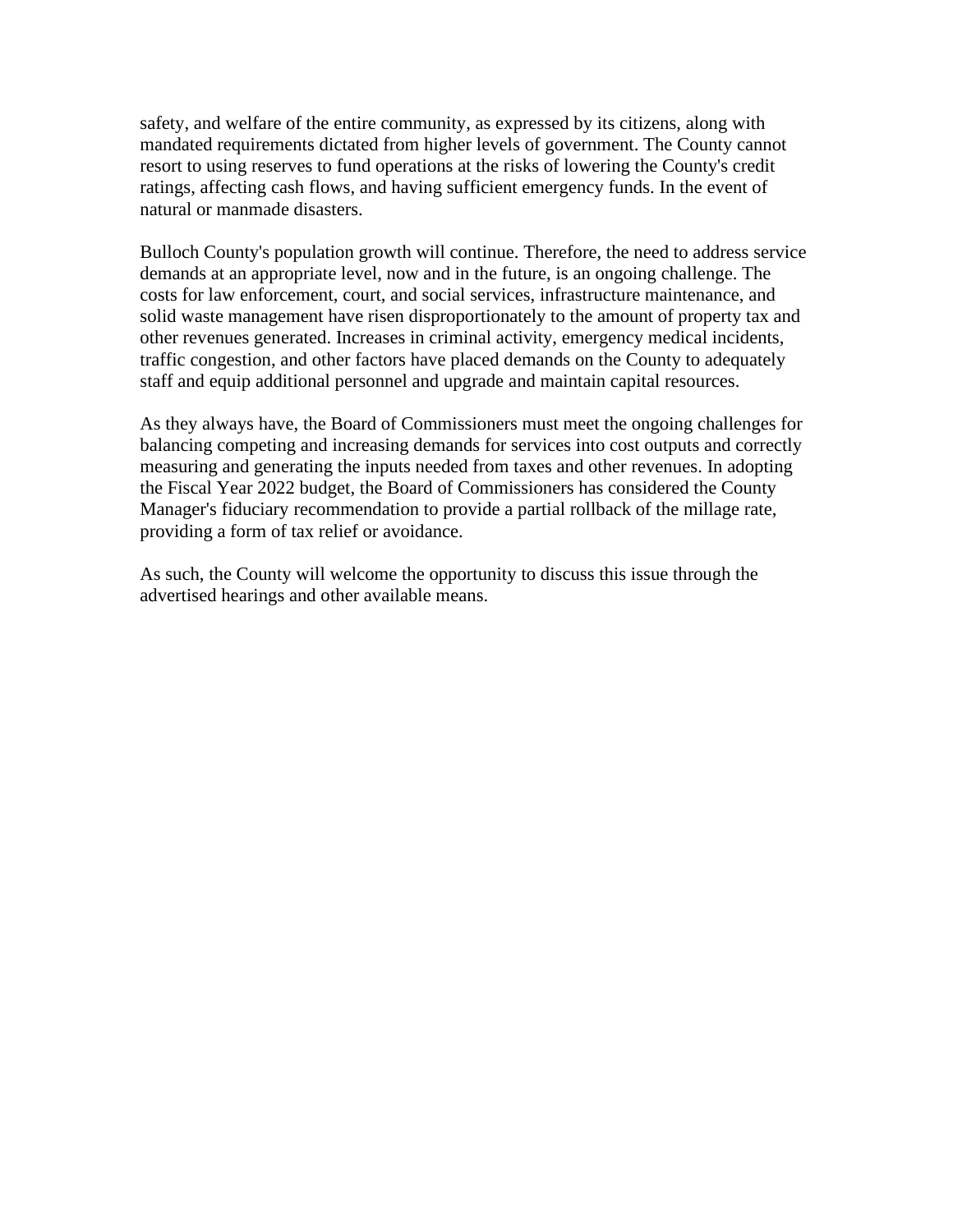safety, and welfare of the entire community, as expressed by its citizens, along with mandated requirements dictated from higher levels of government. The County cannot resort to using reserves to fund operations at the risks of lowering the County's credit ratings, affecting cash flows, and having sufficient emergency funds. In the event of natural or manmade disasters.

Bulloch County's population growth will continue. Therefore, the need to address service demands at an appropriate level, now and in the future, is an ongoing challenge. The costs for law enforcement, court, and social services, infrastructure maintenance, and solid waste management have risen disproportionately to the amount of property tax and other revenues generated. Increases in criminal activity, emergency medical incidents, traffic congestion, and other factors have placed demands on the County to adequately staff and equip additional personnel and upgrade and maintain capital resources.

As they always have, the Board of Commissioners must meet the ongoing challenges for balancing competing and increasing demands for services into cost outputs and correctly measuring and generating the inputs needed from taxes and other revenues. In adopting the Fiscal Year 2022 budget, the Board of Commissioners has considered the County Manager's fiduciary recommendation to provide a partial rollback of the millage rate, providing a form of tax relief or avoidance.

As such, the County will welcome the opportunity to discuss this issue through the advertised hearings and other available means.